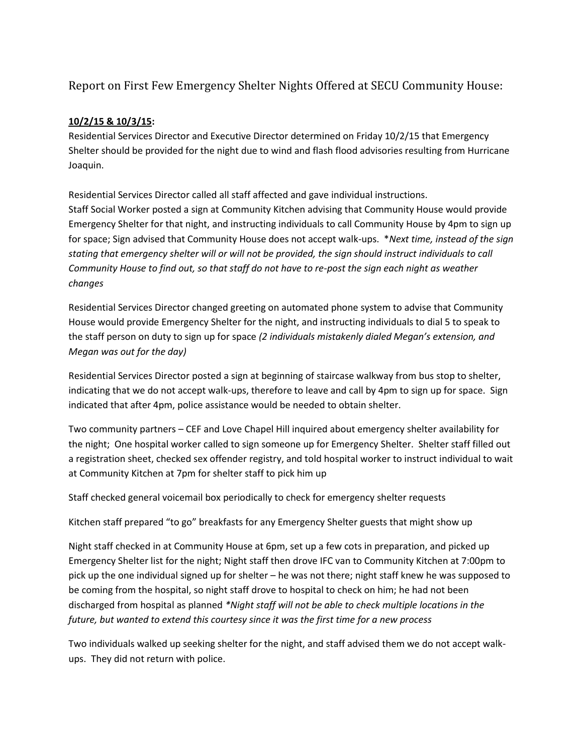# Report on First Few Emergency Shelter Nights Offered at SECU Community House:

**<u>10/2/15 & 10/3/15</u>:**

Residential Services Director and Executive Director determined on Friday 10/2/15 that Emergency Shelter should be provided for the night due to wind and flash flood advisories resulting from Hurricane Joaquin.

Residential Services Director called all staff affected and gave individual instructions.
Staff Social Worker posted a sign at Community Kitchen advising that Community House would provide Emergency Shelter for that night, and instructing individuals to call Community House by 4pm to sign up for space; Sign advised that Community House does not accept walk-ups. *\*Next time, instead of the sign stating that emergency shelter will or will not be provided, the sign should instruct individuals to call Community House to find out, so that staff do not have to re-post the sign each night as weather changes*

Residential Services Director changed greeting on automated phone system to advise that Community House would provide Emergency Shelter for the night, and instructing individuals to dial 5 to speak to the staff person on duty to sign up for space *(2 individuals mistakenly dialed Megan's extension, and Megan was out for the day)*

Residential Services Director posted a sign at beginning of staircase walkway from bus stop to shelter, indicating that we do not accept walk-ups, therefore to leave and call by 4pm to sign up for space. Sign indicated that after 4pm, police assistance would be needed to obtain shelter.

Two community partners – CEF and Love Chapel Hill inquired about emergency shelter availability for the night; One hospital worker called to sign someone up for Emergency Shelter. Shelter staff filled out a registration sheet, checked sex offender registry, and told hospital worker to instruct individual to wait at Community Kitchen at 7pm for shelter staff to pick him up

Staff checked general voicemail box periodically to check for emergency shelter requests

Kitchen staff prepared "to go" breakfasts for any Emergency Shelter guests that might show up

Night staff checked in at Community House at 6pm, set up a few cots in preparation, and picked up Emergency Shelter list for the night; Night staff then drove IFC van to Community Kitchen at 7:00pm to pick up the one individual signed up for shelter – he was not there; night staff knew he was supposed to be coming from the hospital, so night staff drove to hospital to check on him; he had not been discharged from hospital as planned *\*Night staff will not be able to check multiple locations in the future, but wanted to extend this courtesy since it was the first time for a new process*

Two individuals walked up seeking shelter for the night, and staff advised them we do not accept walk-ups. They did not return with police.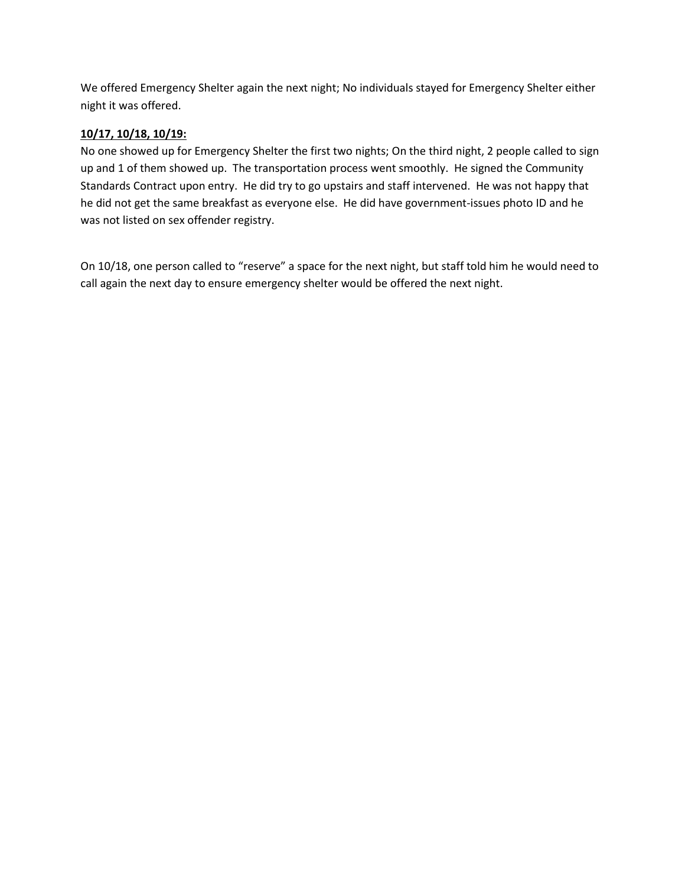We offered Emergency Shelter again the next night; No individuals stayed for Emergency Shelter either night it was offered.

**<u>10/17, 10/18, 10/19:</u>**

No one showed up for Emergency Shelter the first two nights; On the third night, 2 people called to sign up and 1 of them showed up. The transportation process went smoothly. He signed the Community Standards Contract upon entry. He did try to go upstairs and staff intervened. He was not happy that he did not get the same breakfast as everyone else. He did have government-issues photo ID and he was not listed on sex offender registry.

On 10/18, one person called to "reserve" a space for the next night, but staff told him he would need to call again the next day to ensure emergency shelter would be offered the next night.